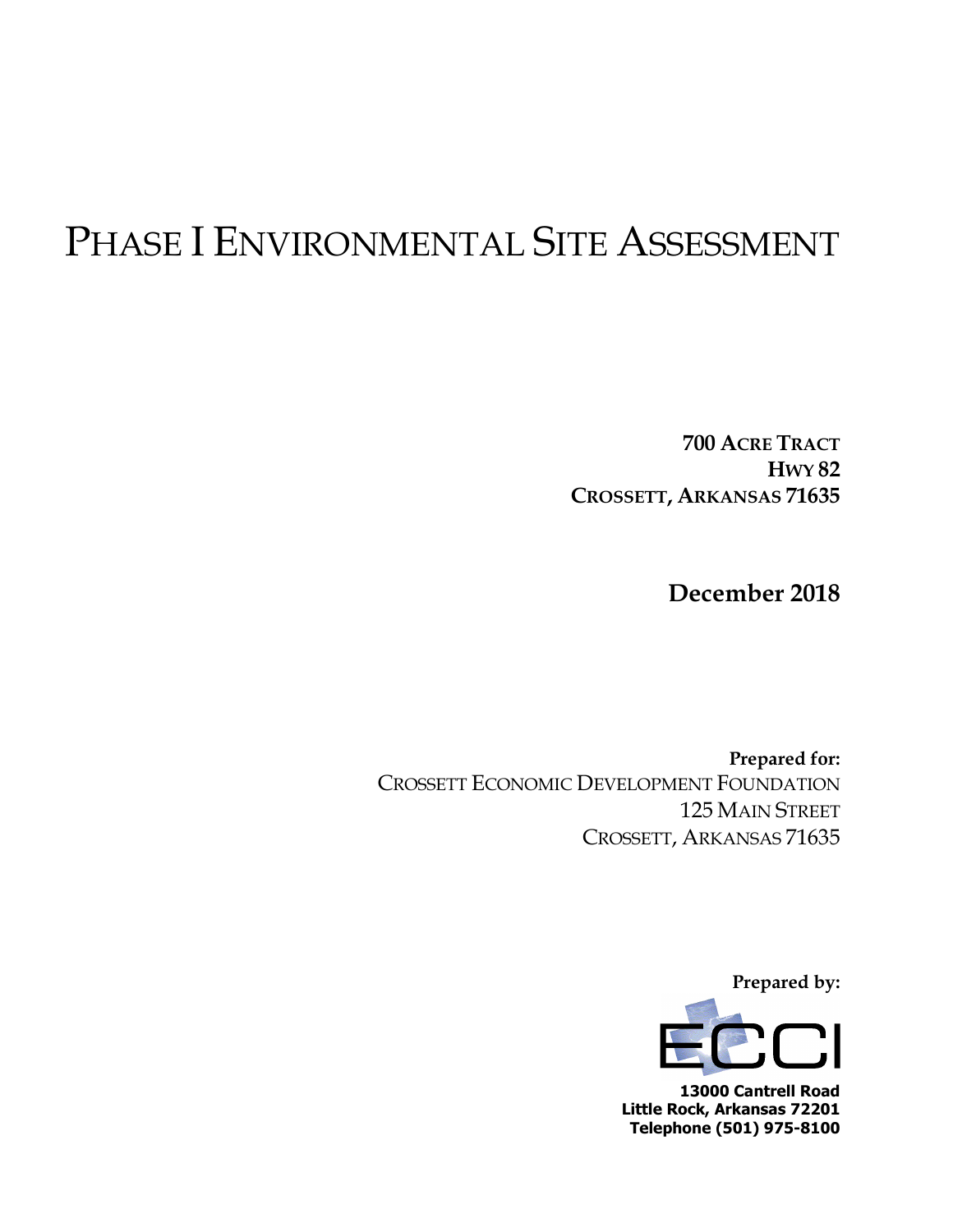# PHASE I ENVIRONMENTAL SITE ASSESSMENT

**700 ACRE TRACT**
**HWY 82**
**CROSSETT, ARKANSAS 71635**

**December 2018**

**Prepared for:**
CROSSETT ECONOMIC DEVELOPMENT FOUNDATION
125 MAIN STREET
CROSSETT, ARKANSAS 71635

**Prepared by:**

ECCI

**13000 Cantrell Road**
**Little Rock, Arkansas 72201**
**Telephone (501) 975-8100**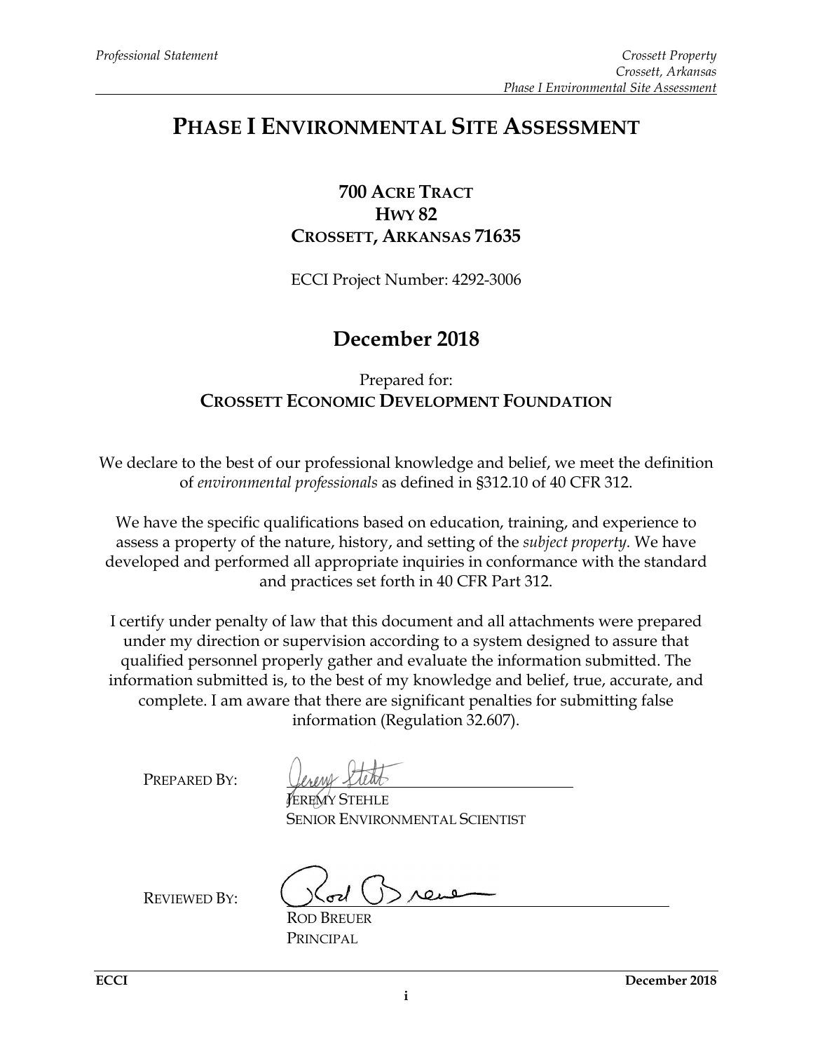# PHASE I ENVIRONMENTAL SITE ASSESSMENT

**700 ACRE TRACT**
**HWY 82**
**CROSSETT, ARKANSAS 71635**

ECCI Project Number: 4292-3006

## December 2018

Prepared for:
**CROSSETT ECONOMIC DEVELOPMENT FOUNDATION**

We declare to the best of our professional knowledge and belief, we meet the definition of *environmental professionals* as defined in §312.10 of 40 CFR 312.

We have the specific qualifications based on education, training, and experience to assess a property of the nature, history, and setting of the *subject property.* We have developed and performed all appropriate inquiries in conformance with the standard and practices set forth in 40 CFR Part 312.

I certify under penalty of law that this document and all attachments were prepared under my direction or supervision according to a system designed to assure that qualified personnel properly gather and evaluate the information submitted. The information submitted is, to the best of my knowledge and belief, true, accurate, and complete. I am aware that there are significant penalties for submitting false information (Regulation 32.607).

PREPARED BY:

JEREMY STEHLE
SENIOR ENVIRONMENTAL SCIENTIST

REVIEWED BY:

ROD BREUER
PRINCIPAL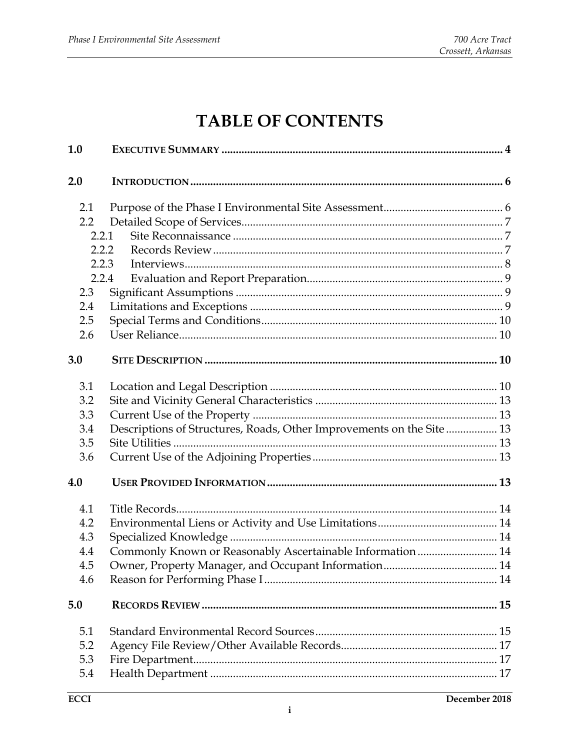# TABLE OF CONTENTS

| | | |
|---|---|---|
| **1.0** | **EXECUTIVE SUMMARY** | **4** |
| **2.0** | **INTRODUCTION** | **6** |
| 2.1 | Purpose of the Phase I Environmental Site Assessment | 6 |
| 2.2 | Detailed Scope of Services | 7 |
| 2.2.1 | Site Reconnaissance | 7 |
| 2.2.2 | Records Review | 7 |
| 2.2.3 | Interviews | 8 |
| 2.2.4 | Evaluation and Report Preparation | 9 |
| 2.3 | Significant Assumptions | 9 |
| 2.4 | Limitations and Exceptions | 9 |
| 2.5 | Special Terms and Conditions | 10 |
| 2.6 | User Reliance | 10 |
| **3.0** | **SITE DESCRIPTION** | **10** |
| 3.1 | Location and Legal Description | 10 |
| 3.2 | Site and Vicinity General Characteristics | 13 |
| 3.3 | Current Use of the Property | 13 |
| 3.4 | Descriptions of Structures, Roads, Other Improvements on the Site | 13 |
| 3.5 | Site Utilities | 13 |
| 3.6 | Current Use of the Adjoining Properties | 13 |
| **4.0** | **USER PROVIDED INFORMATION** | **13** |
| 4.1 | Title Records | 14 |
| 4.2 | Environmental Liens or Activity and Use Limitations | 14 |
| 4.3 | Specialized Knowledge | 14 |
| 4.4 | Commonly Known or Reasonably Ascertainable Information | 14 |
| 4.5 | Owner, Property Manager, and Occupant Information | 14 |
| 4.6 | Reason for Performing Phase I | 14 |
| **5.0** | **RECORDS REVIEW** | **15** |
| 5.1 | Standard Environmental Record Sources | 15 |
| 5.2 | Agency File Review/Other Available Records | 17 |
| 5.3 | Fire Department | 17 |
| 5.4 | Health Department | 17 |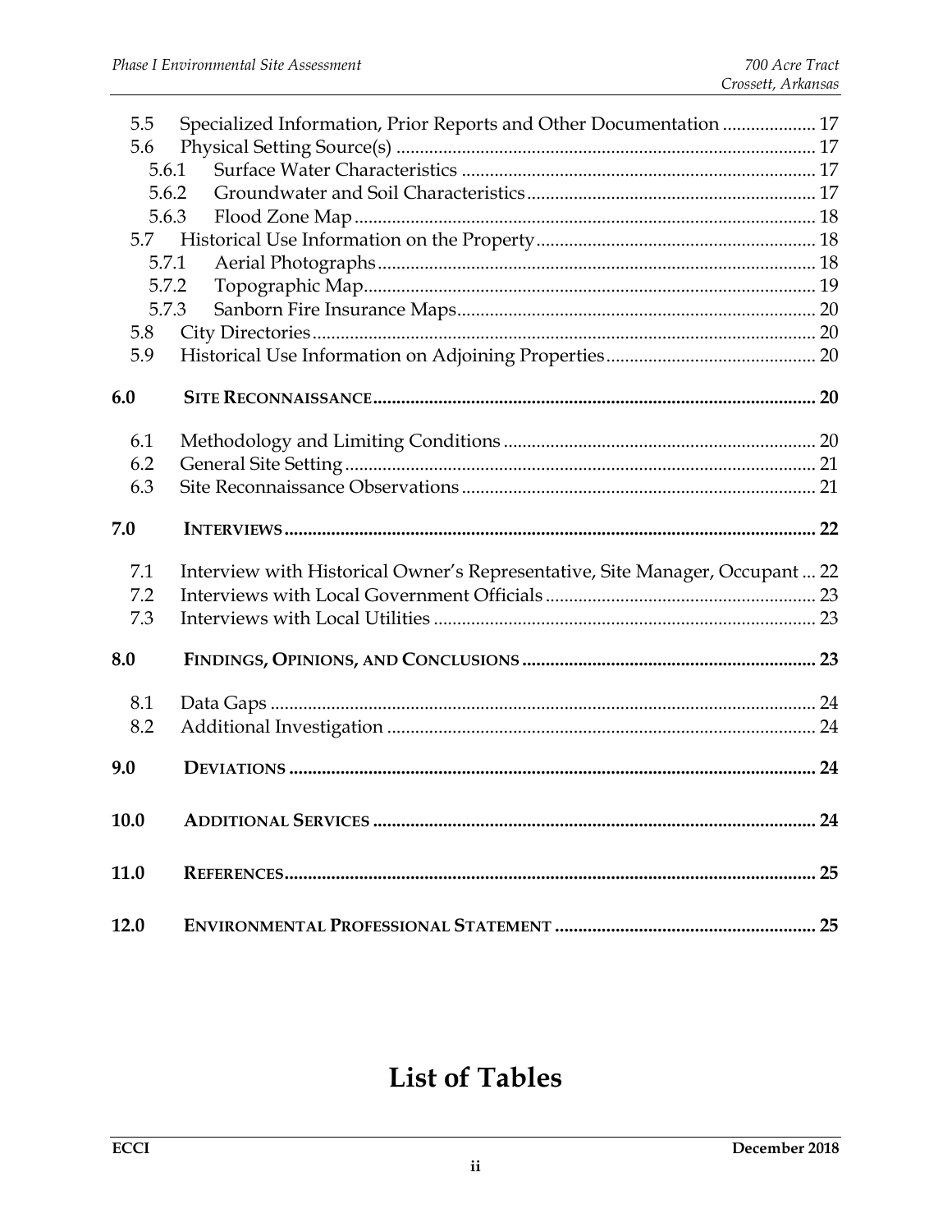5.5 Specialized Information, Prior Reports and Other Documentation .................... 17
5.6 Physical Setting Source(s) ......................................................................................... 17
  5.6.1 Surface Water Characteristics ........................................................................... 17
  5.6.2 Groundwater and Soil Characteristics ............................................................. 17
  5.6.3 Flood Zone Map .................................................................................................. 18
5.7 Historical Use Information on the Property ........................................................... 18
  5.7.1 Aerial Photographs ............................................................................................. 18
  5.7.2 Topographic Map ................................................................................................ 19
  5.7.3 Sanborn Fire Insurance Maps ............................................................................ 20
5.8 City Directories ........................................................................................................... 20
5.9 Historical Use Information on Adjoining Properties ............................................ 20

**6.0 SITE RECONNAISSANCE ............................................................................................ 20**

6.1 Methodology and Limiting Conditions .................................................................. 20
6.2 General Site Setting .................................................................................................... 21
6.3 Site Reconnaissance Observations ........................................................................... 21

**7.0 INTERVIEWS ................................................................................................................. 22**

7.1 Interview with Historical Owner's Representative, Site Manager, Occupant ... 22
7.2 Interviews with Local Government Officials ......................................................... 23
7.3 Interviews with Local Utilities ................................................................................. 23

**8.0 FINDINGS, OPINIONS, AND CONCLUSIONS .............................................................. 23**

8.1 Data Gaps .................................................................................................................... 24
8.2 Additional Investigation ........................................................................................... 24

**9.0 DEVIATIONS ................................................................................................................ 24**

**10.0 ADDITIONAL SERVICES .............................................................................................. 24**

**11.0 REFERENCES ................................................................................................................. 25**

**12.0 ENVIRONMENTAL PROFESSIONAL STATEMENT ........................................................ 25**

# List of Tables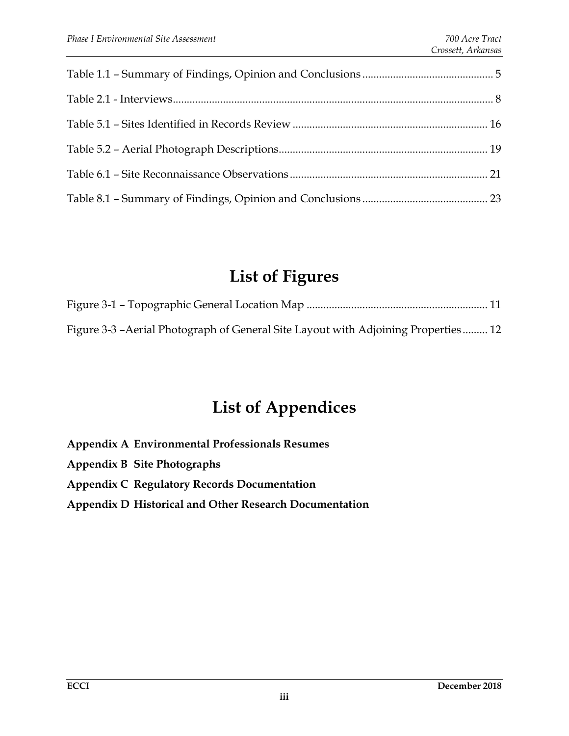Table 1.1 – Summary of Findings, Opinion and Conclusions ............................................... 5

Table 2.1 - Interviews................................................................................................................ 8

Table 5.1 – Sites Identified in Records Review ..................................................................... 16

Table 5.2 – Aerial Photograph Descriptions.......................................................................... 19

Table 6.1 – Site Reconnaissance Observations ...................................................................... 21

Table 8.1 – Summary of Findings, Opinion and Conclusions ............................................. 23

# List of Figures

Figure 3-1 – Topographic General Location Map ................................................................ 11

Figure 3-3 –Aerial Photograph of General Site Layout with Adjoining Properties ......... 12

# List of Appendices

**Appendix A Environmental Professionals Resumes**

**Appendix B Site Photographs**

**Appendix C Regulatory Records Documentation**

**Appendix D Historical and Other Research Documentation**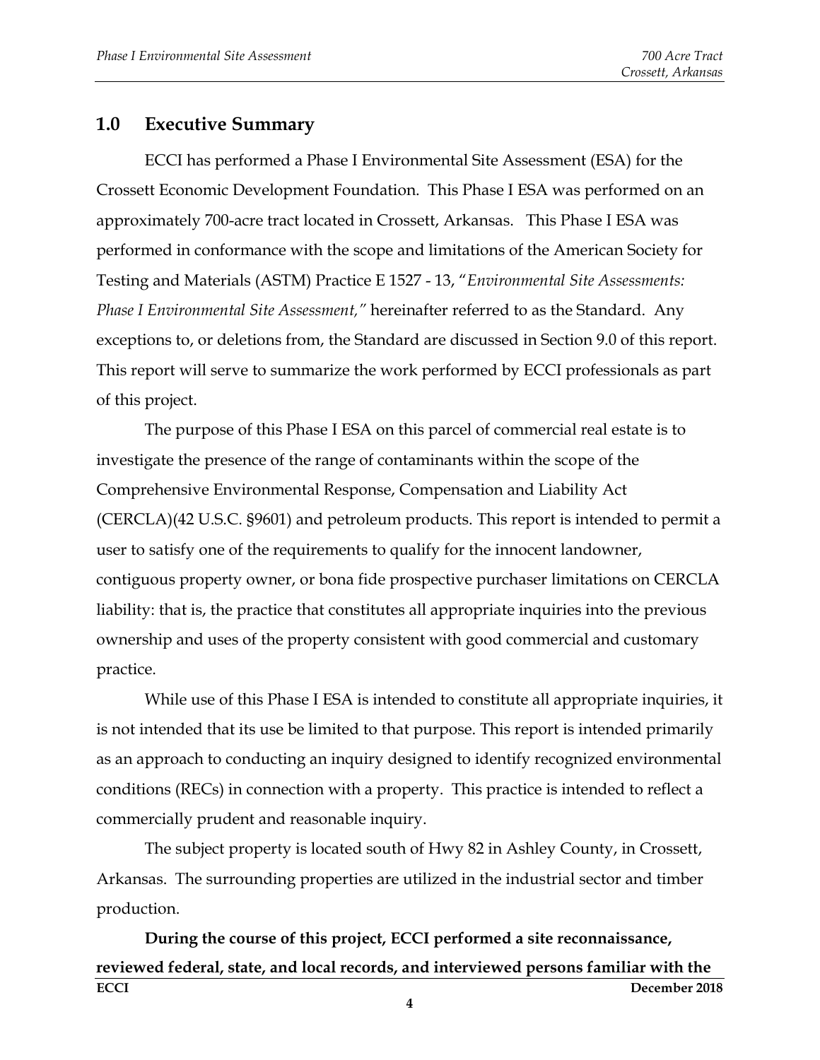## 1.0 Executive Summary

ECCI has performed a Phase I Environmental Site Assessment (ESA) for the Crossett Economic Development Foundation. This Phase I ESA was performed on an approximately 700-acre tract located in Crossett, Arkansas. This Phase I ESA was performed in conformance with the scope and limitations of the American Society for Testing and Materials (ASTM) Practice E 1527 - 13, "*Environmental Site Assessments: Phase I Environmental Site Assessment,"* hereinafter referred to as the Standard. Any exceptions to, or deletions from, the Standard are discussed in Section 9.0 of this report. This report will serve to summarize the work performed by ECCI professionals as part of this project.

The purpose of this Phase I ESA on this parcel of commercial real estate is to investigate the presence of the range of contaminants within the scope of the Comprehensive Environmental Response, Compensation and Liability Act (CERCLA)(42 U.S.C. §9601) and petroleum products. This report is intended to permit a user to satisfy one of the requirements to qualify for the innocent landowner, contiguous property owner, or bona fide prospective purchaser limitations on CERCLA liability: that is, the practice that constitutes all appropriate inquiries into the previous ownership and uses of the property consistent with good commercial and customary practice.

While use of this Phase I ESA is intended to constitute all appropriate inquiries, it is not intended that its use be limited to that purpose. This report is intended primarily as an approach to conducting an inquiry designed to identify recognized environmental conditions (RECs) in connection with a property. This practice is intended to reflect a commercially prudent and reasonable inquiry.

The subject property is located south of Hwy 82 in Ashley County, in Crossett, Arkansas. The surrounding properties are utilized in the industrial sector and timber production.

**During the course of this project, ECCI performed a site reconnaissance, reviewed federal, state, and local records, and interviewed persons familiar with the**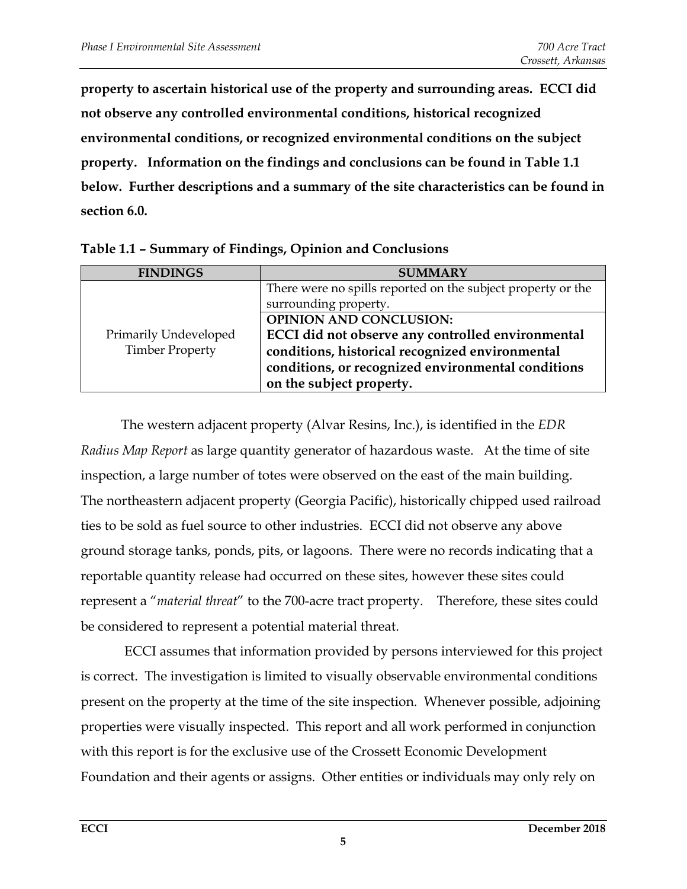**property to ascertain historical use of the property and surrounding areas. ECCI did not observe any controlled environmental conditions, historical recognized environmental conditions, or recognized environmental conditions on the subject property. Information on the findings and conclusions can be found in Table 1.1 below. Further descriptions and a summary of the site characteristics can be found in section 6.0.**

**Table 1.1 – Summary of Findings, Opinion and Conclusions**

| FINDINGS | SUMMARY |
|---|---|
| Primarily Undeveloped Timber Property | There were no spills reported on the subject property or the surrounding property. |
| | **OPINION AND CONCLUSION:** **ECCI did not observe any controlled environmental conditions, historical recognized environmental conditions, or recognized environmental conditions on the subject property.** |

The western adjacent property (Alvar Resins, Inc.), is identified in the *EDR Radius Map Report* as large quantity generator of hazardous waste. At the time of site inspection, a large number of totes were observed on the east of the main building. The northeastern adjacent property (Georgia Pacific), historically chipped used railroad ties to be sold as fuel source to other industries. ECCI did not observe any above ground storage tanks, ponds, pits, or lagoons. There were no records indicating that a reportable quantity release had occurred on these sites, however these sites could represent a "*material threat*" to the 700-acre tract property. Therefore, these sites could be considered to represent a potential material threat.

ECCI assumes that information provided by persons interviewed for this project is correct. The investigation is limited to visually observable environmental conditions present on the property at the time of the site inspection. Whenever possible, adjoining properties were visually inspected. This report and all work performed in conjunction with this report is for the exclusive use of the Crossett Economic Development Foundation and their agents or assigns. Other entities or individuals may only rely on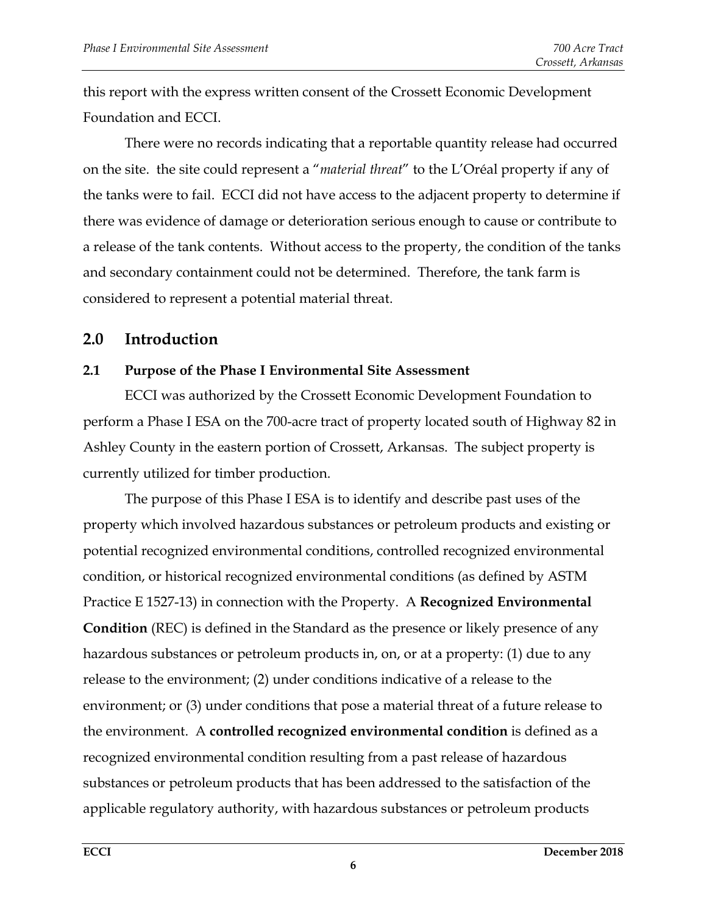this report with the express written consent of the Crossett Economic Development Foundation and ECCI.

There were no records indicating that a reportable quantity release had occurred on the site. the site could represent a "*material threat*" to the L'Oréal property if any of the tanks were to fail. ECCI did not have access to the adjacent property to determine if there was evidence of damage or deterioration serious enough to cause or contribute to a release of the tank contents. Without access to the property, the condition of the tanks and secondary containment could not be determined. Therefore, the tank farm is considered to represent a potential material threat.

## 2.0 Introduction

### 2.1 Purpose of the Phase I Environmental Site Assessment

ECCI was authorized by the Crossett Economic Development Foundation to perform a Phase I ESA on the 700-acre tract of property located south of Highway 82 in Ashley County in the eastern portion of Crossett, Arkansas. The subject property is currently utilized for timber production.

The purpose of this Phase I ESA is to identify and describe past uses of the property which involved hazardous substances or petroleum products and existing or potential recognized environmental conditions, controlled recognized environmental condition, or historical recognized environmental conditions (as defined by ASTM Practice E 1527-13) in connection with the Property. A **Recognized Environmental Condition** (REC) is defined in the Standard as the presence or likely presence of any hazardous substances or petroleum products in, on, or at a property: (1) due to any release to the environment; (2) under conditions indicative of a release to the environment; or (3) under conditions that pose a material threat of a future release to the environment. A **controlled recognized environmental condition** is defined as a recognized environmental condition resulting from a past release of hazardous substances or petroleum products that has been addressed to the satisfaction of the applicable regulatory authority, with hazardous substances or petroleum products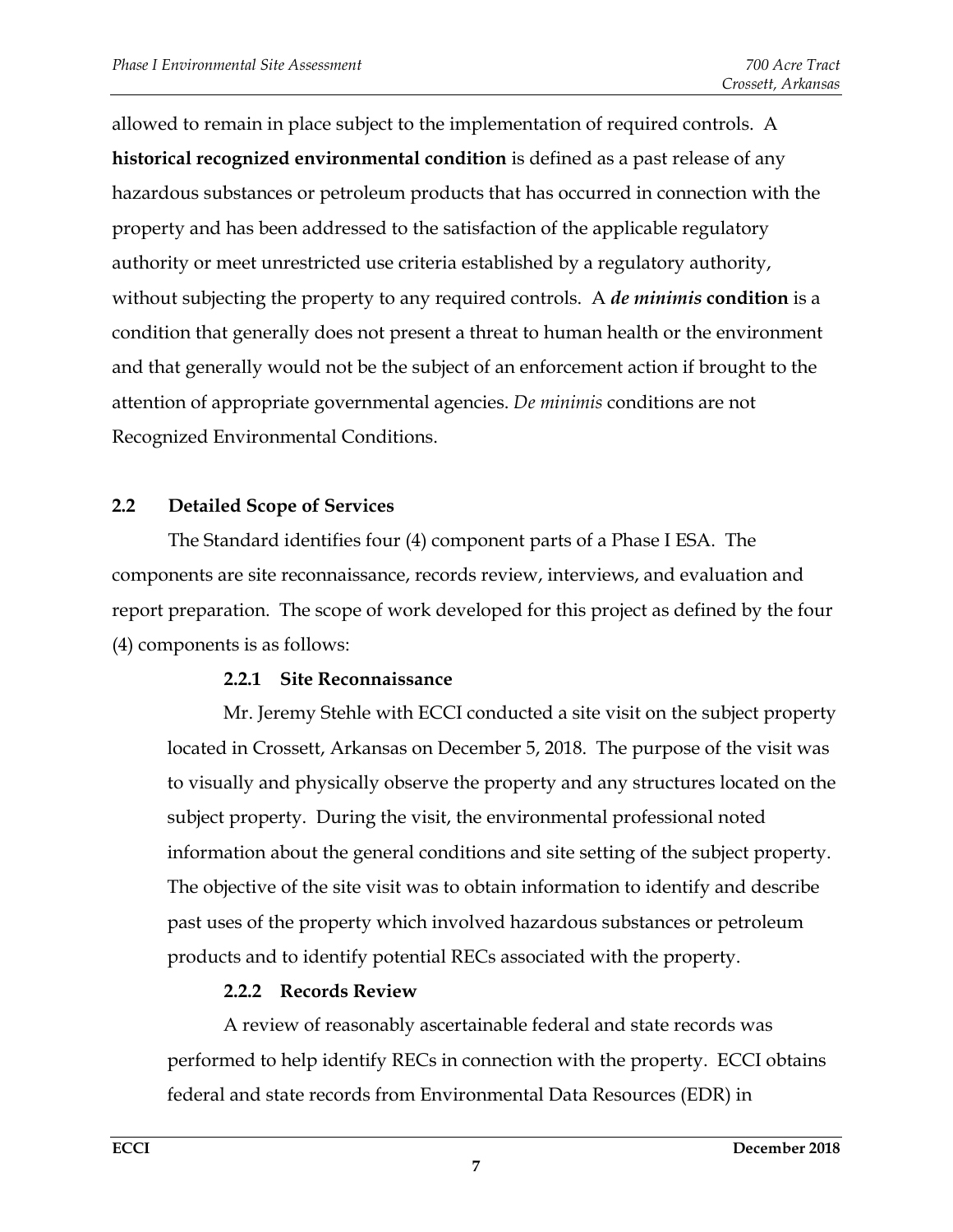allowed to remain in place subject to the implementation of required controls. A **historical recognized environmental condition** is defined as a past release of any hazardous substances or petroleum products that has occurred in connection with the property and has been addressed to the satisfaction of the applicable regulatory authority or meet unrestricted use criteria established by a regulatory authority, without subjecting the property to any required controls. A ***de minimis*** **condition** is a condition that generally does not present a threat to human health or the environment and that generally would not be the subject of an enforcement action if brought to the attention of appropriate governmental agencies. *De minimis* conditions are not Recognized Environmental Conditions.

## 2.2 Detailed Scope of Services

The Standard identifies four (4) component parts of a Phase I ESA. The components are site reconnaissance, records review, interviews, and evaluation and report preparation. The scope of work developed for this project as defined by the four (4) components is as follows:

### 2.2.1 Site Reconnaissance

Mr. Jeremy Stehle with ECCI conducted a site visit on the subject property located in Crossett, Arkansas on December 5, 2018. The purpose of the visit was to visually and physically observe the property and any structures located on the subject property. During the visit, the environmental professional noted information about the general conditions and site setting of the subject property. The objective of the site visit was to obtain information to identify and describe past uses of the property which involved hazardous substances or petroleum products and to identify potential RECs associated with the property.

### 2.2.2 Records Review

A review of reasonably ascertainable federal and state records was performed to help identify RECs in connection with the property. ECCI obtains federal and state records from Environmental Data Resources (EDR) in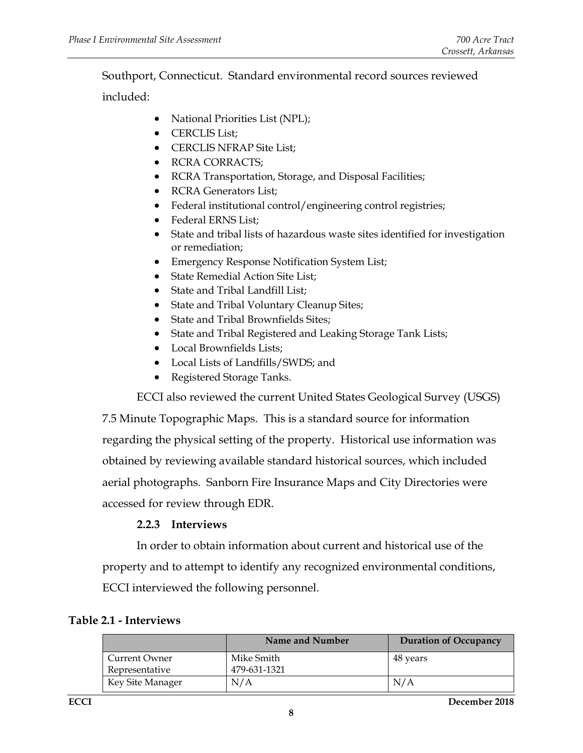Southport, Connecticut. Standard environmental record sources reviewed included:

- National Priorities List (NPL);
- CERCLIS List;
- CERCLIS NFRAP Site List;
- RCRA CORRACTS;
- RCRA Transportation, Storage, and Disposal Facilities;
- RCRA Generators List;
- Federal institutional control/engineering control registries;
- Federal ERNS List;
- State and tribal lists of hazardous waste sites identified for investigation or remediation;
- Emergency Response Notification System List;
- State Remedial Action Site List;
- State and Tribal Landfill List;
- State and Tribal Voluntary Cleanup Sites;
- State and Tribal Brownfields Sites;
- State and Tribal Registered and Leaking Storage Tank Lists;
- Local Brownfields Lists;
- Local Lists of Landfills/SWDS; and
- Registered Storage Tanks.

ECCI also reviewed the current United States Geological Survey (USGS) 7.5 Minute Topographic Maps. This is a standard source for information regarding the physical setting of the property. Historical use information was obtained by reviewing available standard historical sources, which included aerial photographs. Sanborn Fire Insurance Maps and City Directories were accessed for review through EDR.

### 2.2.3 Interviews

In order to obtain information about current and historical use of the property and to attempt to identify any recognized environmental conditions, ECCI interviewed the following personnel.

**Table 2.1 - Interviews**

| | Name and Number | Duration of Occupancy |
|---|---|---|
| Current Owner Representative | Mike Smith 479-631-1321 | 48 years |
| Key Site Manager | N/A | N/A |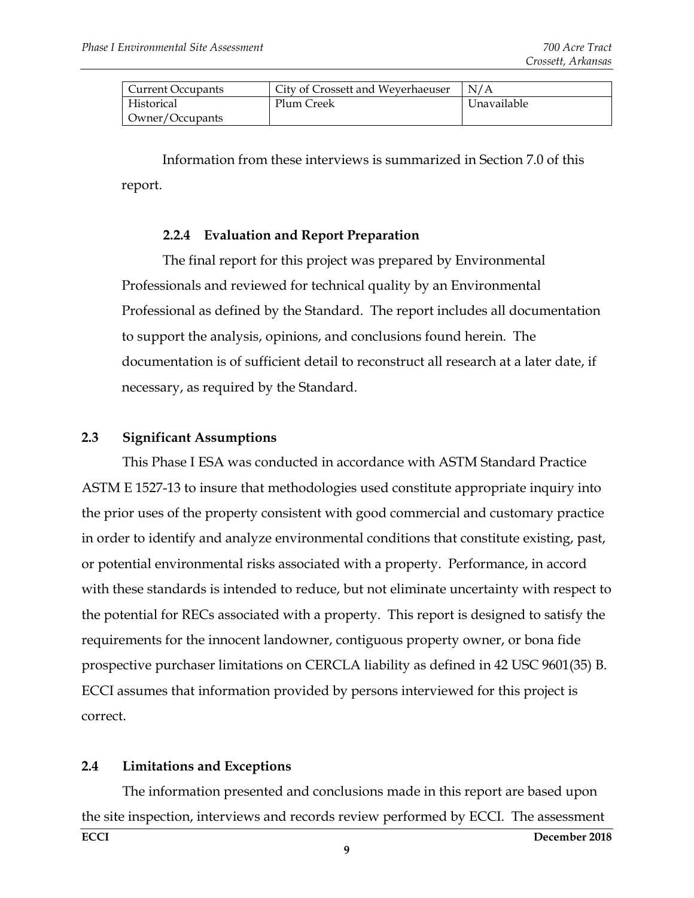| Current Occupants | City of Crossett and Weyerhaeuser | N/A |
|---|---|---|
| Historical Owner/Occupants | Plum Creek | Unavailable |

Information from these interviews is summarized in Section 7.0 of this report.

### 2.2.4 Evaluation and Report Preparation

The final report for this project was prepared by Environmental Professionals and reviewed for technical quality by an Environmental Professional as defined by the Standard. The report includes all documentation to support the analysis, opinions, and conclusions found herein. The documentation is of sufficient detail to reconstruct all research at a later date, if necessary, as required by the Standard.

## 2.3 Significant Assumptions

This Phase I ESA was conducted in accordance with ASTM Standard Practice ASTM E 1527-13 to insure that methodologies used constitute appropriate inquiry into the prior uses of the property consistent with good commercial and customary practice in order to identify and analyze environmental conditions that constitute existing, past, or potential environmental risks associated with a property. Performance, in accord with these standards is intended to reduce, but not eliminate uncertainty with respect to the potential for RECs associated with a property. This report is designed to satisfy the requirements for the innocent landowner, contiguous property owner, or bona fide prospective purchaser limitations on CERCLA liability as defined in 42 USC 9601(35) B. ECCI assumes that information provided by persons interviewed for this project is correct.

## 2.4 Limitations and Exceptions

The information presented and conclusions made in this report are based upon the site inspection, interviews and records review performed by ECCI. The assessment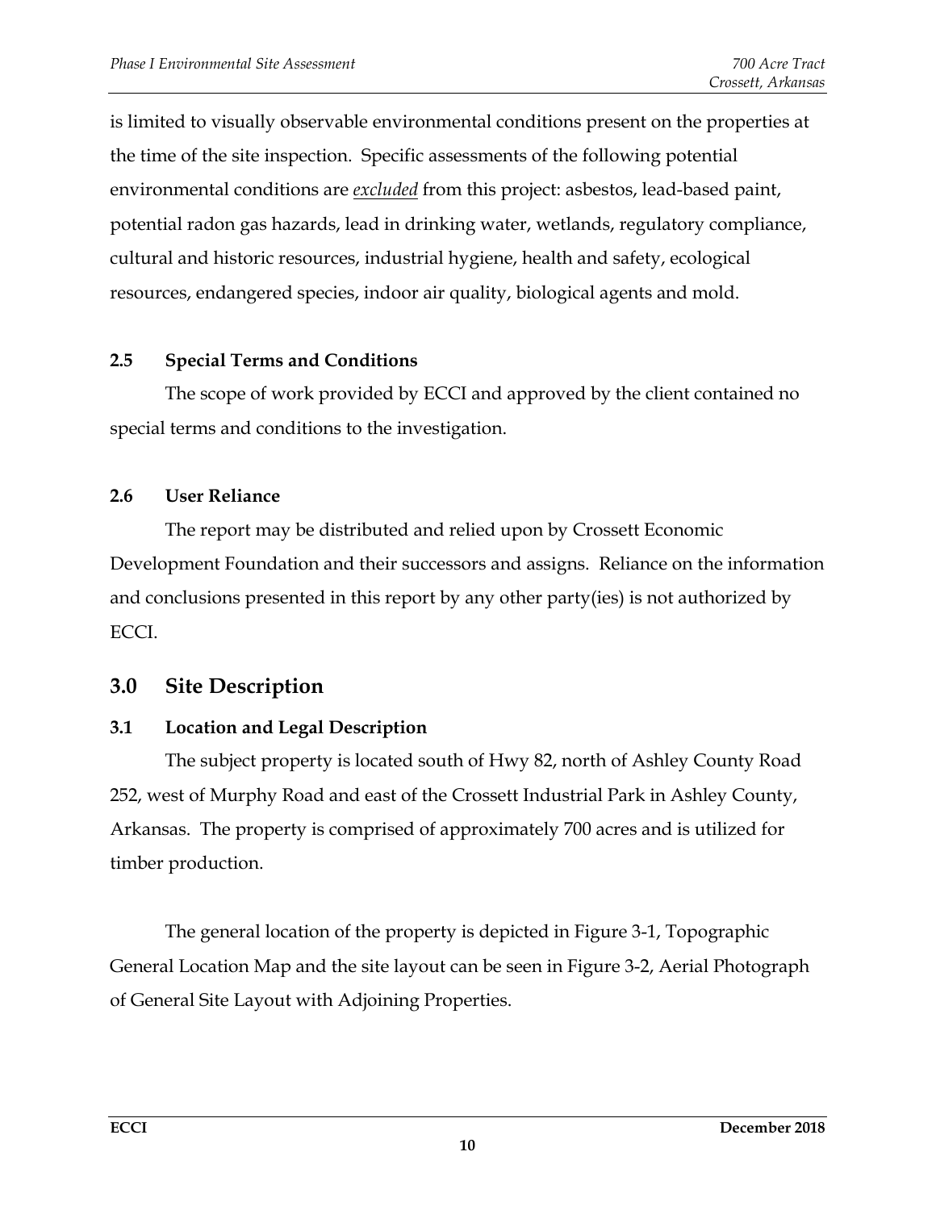is limited to visually observable environmental conditions present on the properties at the time of the site inspection. Specific assessments of the following potential environmental conditions are *excluded* from this project: asbestos, lead-based paint, potential radon gas hazards, lead in drinking water, wetlands, regulatory compliance, cultural and historic resources, industrial hygiene, health and safety, ecological resources, endangered species, indoor air quality, biological agents and mold.

### 2.5 Special Terms and Conditions

The scope of work provided by ECCI and approved by the client contained no special terms and conditions to the investigation.

### 2.6 User Reliance

The report may be distributed and relied upon by Crossett Economic Development Foundation and their successors and assigns. Reliance on the information and conclusions presented in this report by any other party(ies) is not authorized by ECCI.

## 3.0 Site Description

### 3.1 Location and Legal Description

The subject property is located south of Hwy 82, north of Ashley County Road 252, west of Murphy Road and east of the Crossett Industrial Park in Ashley County, Arkansas. The property is comprised of approximately 700 acres and is utilized for timber production.

The general location of the property is depicted in Figure 3-1, Topographic General Location Map and the site layout can be seen in Figure 3-2, Aerial Photograph of General Site Layout with Adjoining Properties.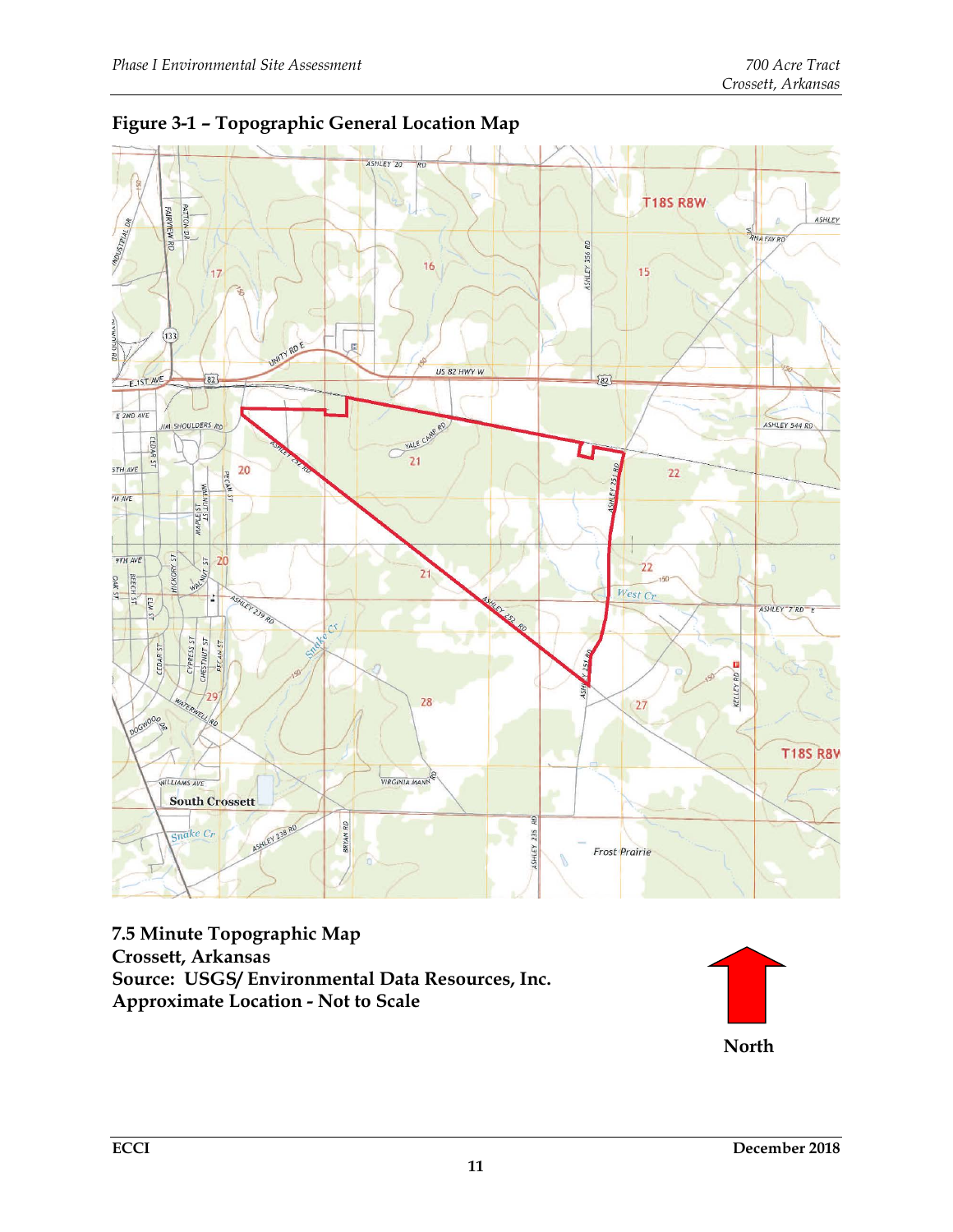## Figure 3-1 – Topographic General Location Map

**7.5 Minute Topographic Map**
**Crossett, Arkansas**
**Source: USGS/ Environmental Data Resources, Inc.**
**Approximate Location - Not to Scale**

**North**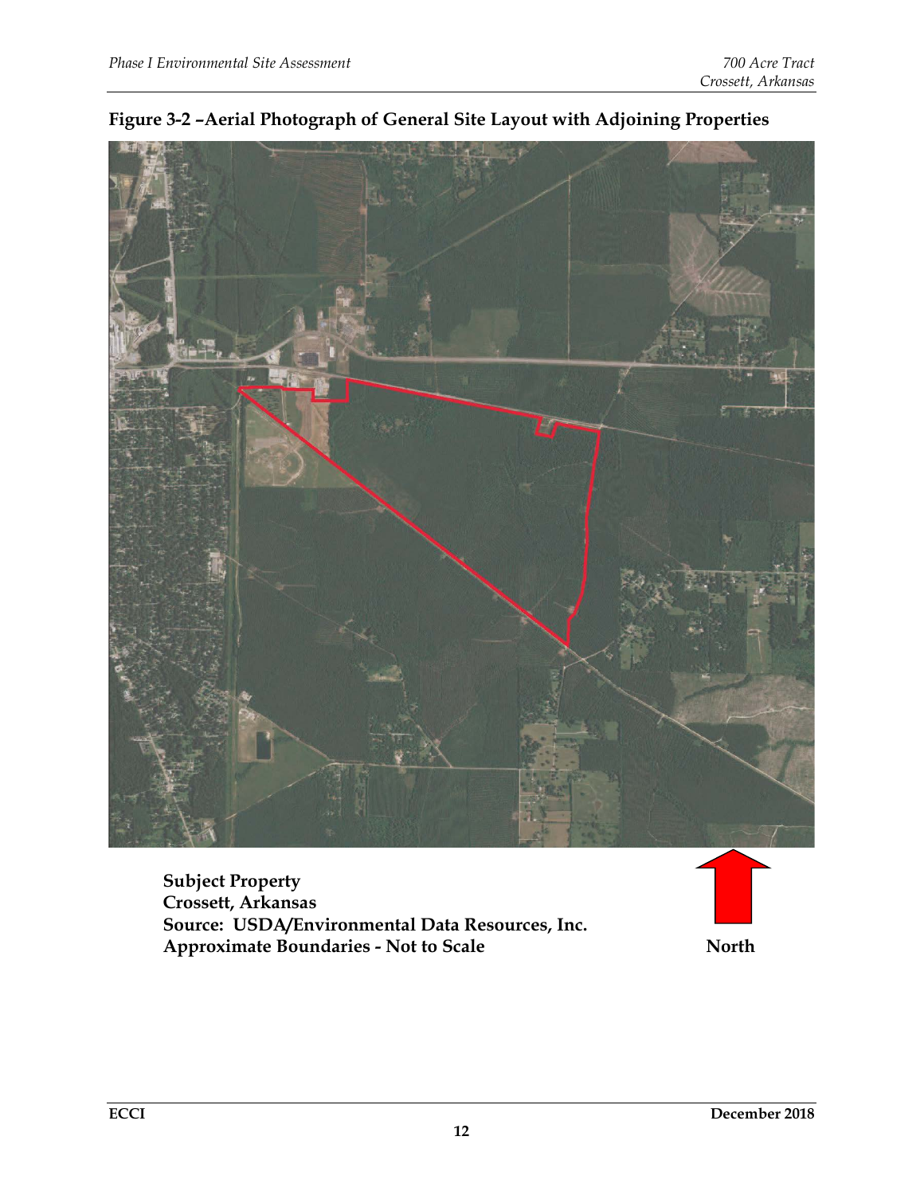## Figure 3-2 –Aerial Photograph of General Site Layout with Adjoining Properties

**Subject Property**
**Crossett, Arkansas**
**Source: USDA/Environmental Data Resources, Inc.**
**Approximate Boundaries - Not to Scale**

**North**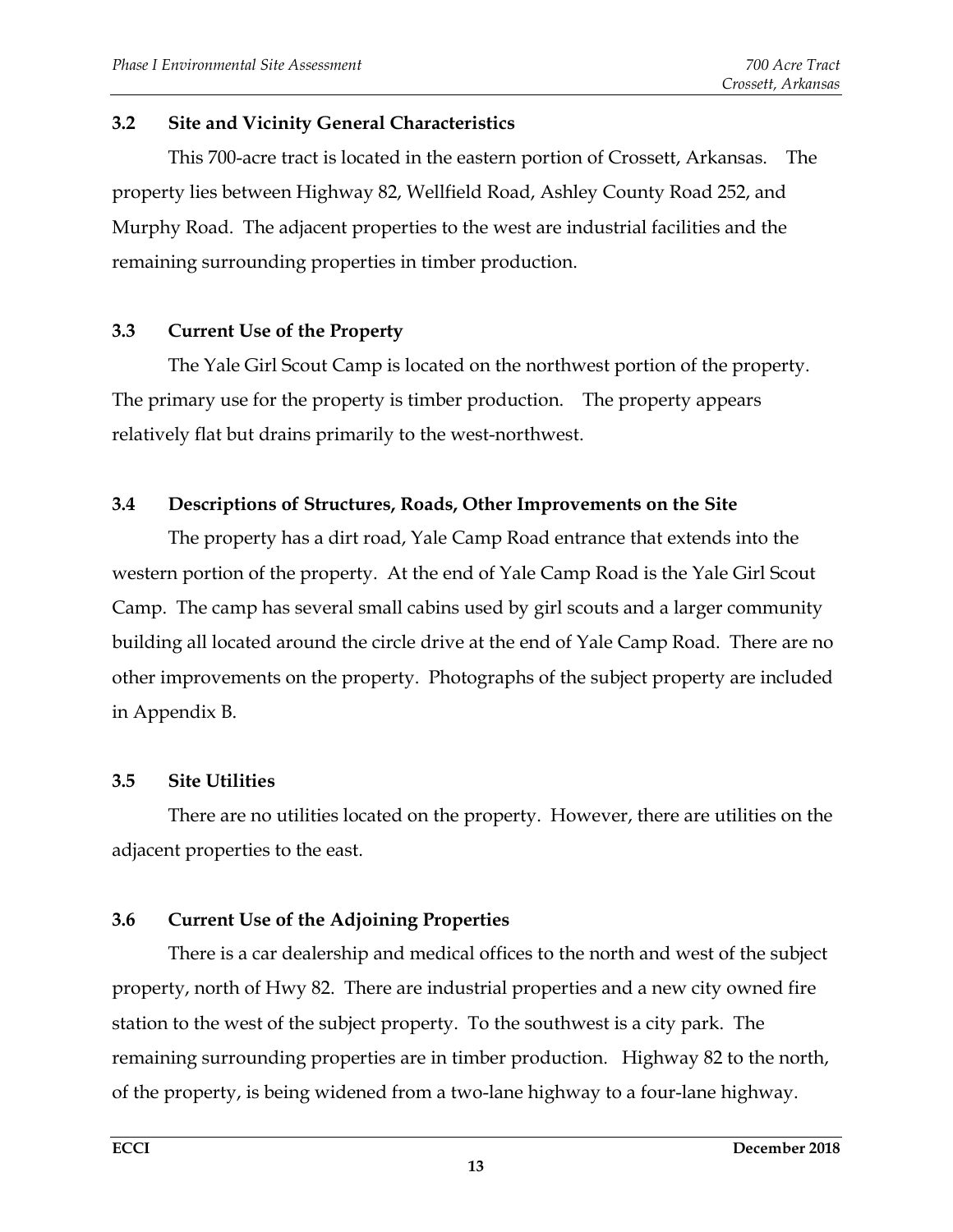### 3.2 Site and Vicinity General Characteristics

This 700-acre tract is located in the eastern portion of Crossett, Arkansas. The property lies between Highway 82, Wellfield Road, Ashley County Road 252, and Murphy Road. The adjacent properties to the west are industrial facilities and the remaining surrounding properties in timber production.

### 3.3 Current Use of the Property

The Yale Girl Scout Camp is located on the northwest portion of the property. The primary use for the property is timber production. The property appears relatively flat but drains primarily to the west-northwest.

### 3.4 Descriptions of Structures, Roads, Other Improvements on the Site

The property has a dirt road, Yale Camp Road entrance that extends into the western portion of the property. At the end of Yale Camp Road is the Yale Girl Scout Camp. The camp has several small cabins used by girl scouts and a larger community building all located around the circle drive at the end of Yale Camp Road. There are no other improvements on the property. Photographs of the subject property are included in Appendix B.

### 3.5 Site Utilities

There are no utilities located on the property. However, there are utilities on the adjacent properties to the east.

### 3.6 Current Use of the Adjoining Properties

There is a car dealership and medical offices to the north and west of the subject property, north of Hwy 82. There are industrial properties and a new city owned fire station to the west of the subject property. To the southwest is a city park. The remaining surrounding properties are in timber production. Highway 82 to the north, of the property, is being widened from a two-lane highway to a four-lane highway.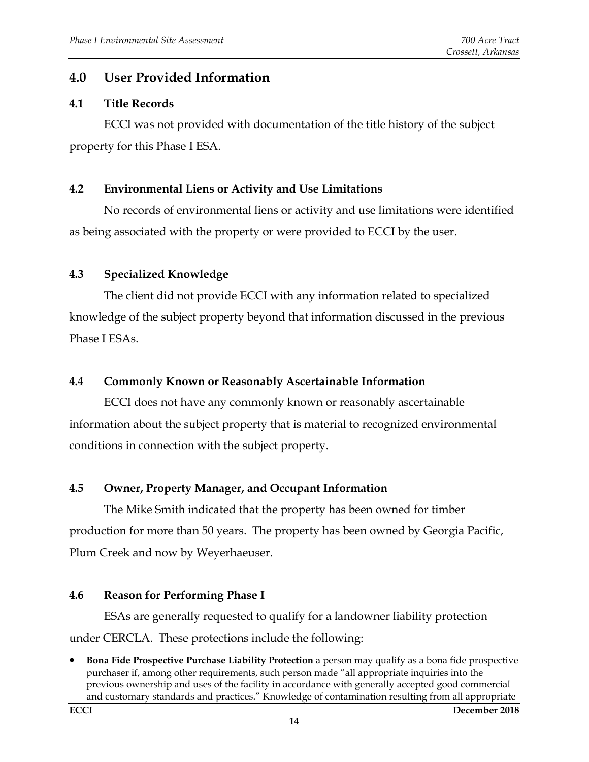## 4.0 User Provided Information

### 4.1 Title Records

ECCI was not provided with documentation of the title history of the subject property for this Phase I ESA.

### 4.2 Environmental Liens or Activity and Use Limitations

No records of environmental liens or activity and use limitations were identified as being associated with the property or were provided to ECCI by the user.

### 4.3 Specialized Knowledge

The client did not provide ECCI with any information related to specialized knowledge of the subject property beyond that information discussed in the previous Phase I ESAs.

### 4.4 Commonly Known or Reasonably Ascertainable Information

ECCI does not have any commonly known or reasonably ascertainable information about the subject property that is material to recognized environmental conditions in connection with the subject property.

### 4.5 Owner, Property Manager, and Occupant Information

The Mike Smith indicated that the property has been owned for timber production for more than 50 years. The property has been owned by Georgia Pacific, Plum Creek and now by Weyerhaeuser.

### 4.6 Reason for Performing Phase I

ESAs are generally requested to qualify for a landowner liability protection under CERCLA. These protections include the following:

- **Bona Fide Prospective Purchase Liability Protection** a person may qualify as a bona fide prospective purchaser if, among other requirements, such person made "all appropriate inquiries into the previous ownership and uses of the facility in accordance with generally accepted good commercial and customary standards and practices." Knowledge of contamination resulting from all appropriate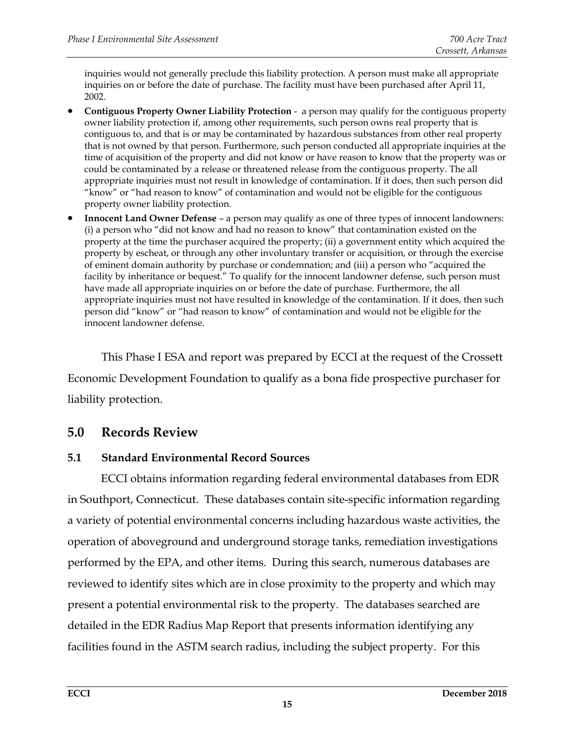inquiries would not generally preclude this liability protection. A person must make all appropriate inquiries on or before the date of purchase. The facility must have been purchased after April 11, 2002.

- **Contiguous Property Owner Liability Protection** - a person may qualify for the contiguous property owner liability protection if, among other requirements, such person owns real property that is contiguous to, and that is or may be contaminated by hazardous substances from other real property that is not owned by that person. Furthermore, such person conducted all appropriate inquiries at the time of acquisition of the property and did not know or have reason to know that the property was or could be contaminated by a release or threatened release from the contiguous property. The all appropriate inquiries must not result in knowledge of contamination. If it does, then such person did "know" or "had reason to know" of contamination and would not be eligible for the contiguous property owner liability protection.
- **Innocent Land Owner Defense** – a person may qualify as one of three types of innocent landowners: (i) a person who "did not know and had no reason to know" that contamination existed on the property at the time the purchaser acquired the property; (ii) a government entity which acquired the property by escheat, or through any other involuntary transfer or acquisition, or through the exercise of eminent domain authority by purchase or condemnation; and (iii) a person who "acquired the facility by inheritance or bequest." To qualify for the innocent landowner defense, such person must have made all appropriate inquiries on or before the date of purchase. Furthermore, the all appropriate inquiries must not have resulted in knowledge of the contamination. If it does, then such person did "know" or "had reason to know" of contamination and would not be eligible for the innocent landowner defense.

This Phase I ESA and report was prepared by ECCI at the request of the Crossett Economic Development Foundation to qualify as a bona fide prospective purchaser for liability protection.

## 5.0 Records Review

### 5.1 Standard Environmental Record Sources

ECCI obtains information regarding federal environmental databases from EDR in Southport, Connecticut. These databases contain site-specific information regarding a variety of potential environmental concerns including hazardous waste activities, the operation of aboveground and underground storage tanks, remediation investigations performed by the EPA, and other items. During this search, numerous databases are reviewed to identify sites which are in close proximity to the property and which may present a potential environmental risk to the property. The databases searched are detailed in the EDR Radius Map Report that presents information identifying any facilities found in the ASTM search radius, including the subject property. For this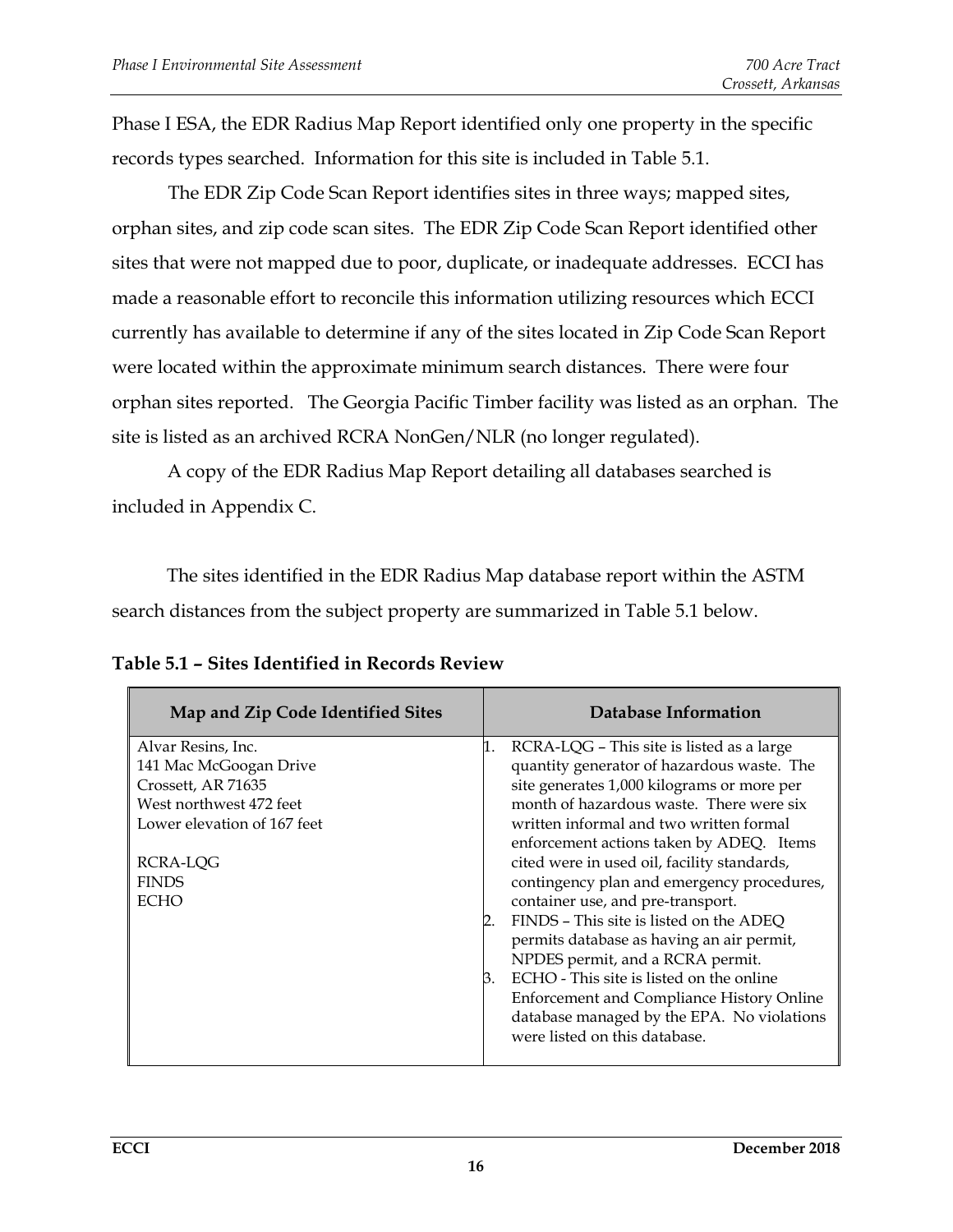Phase I ESA, the EDR Radius Map Report identified only one property in the specific records types searched. Information for this site is included in Table 5.1.

The EDR Zip Code Scan Report identifies sites in three ways; mapped sites, orphan sites, and zip code scan sites. The EDR Zip Code Scan Report identified other sites that were not mapped due to poor, duplicate, or inadequate addresses. ECCI has made a reasonable effort to reconcile this information utilizing resources which ECCI currently has available to determine if any of the sites located in Zip Code Scan Report were located within the approximate minimum search distances. There were four orphan sites reported. The Georgia Pacific Timber facility was listed as an orphan. The site is listed as an archived RCRA NonGen/NLR (no longer regulated).

A copy of the EDR Radius Map Report detailing all databases searched is included in Appendix C.

The sites identified in the EDR Radius Map database report within the ASTM search distances from the subject property are summarized in Table 5.1 below.

**Table 5.1 – Sites Identified in Records Review**

| Map and Zip Code Identified Sites | Database Information |
|---|---|
| Alvar Resins, Inc.<br>141 Mac McGoogan Drive<br>Crossett, AR 71635<br>West northwest 472 feet<br>Lower elevation of 167 feet<br><br>RCRA-LQG<br>FINDS<br>ECHO | 1. RCRA-LQG – This site is listed as a large quantity generator of hazardous waste. The site generates 1,000 kilograms or more per month of hazardous waste. There were six written informal and two written formal enforcement actions taken by ADEQ. Items cited were in used oil, facility standards, contingency plan and emergency procedures, container use, and pre-transport.<br>2. FINDS – This site is listed on the ADEQ permits database as having an air permit, NPDES permit, and a RCRA permit.<br>3. ECHO - This site is listed on the online Enforcement and Compliance History Online database managed by the EPA. No violations were listed on this database. |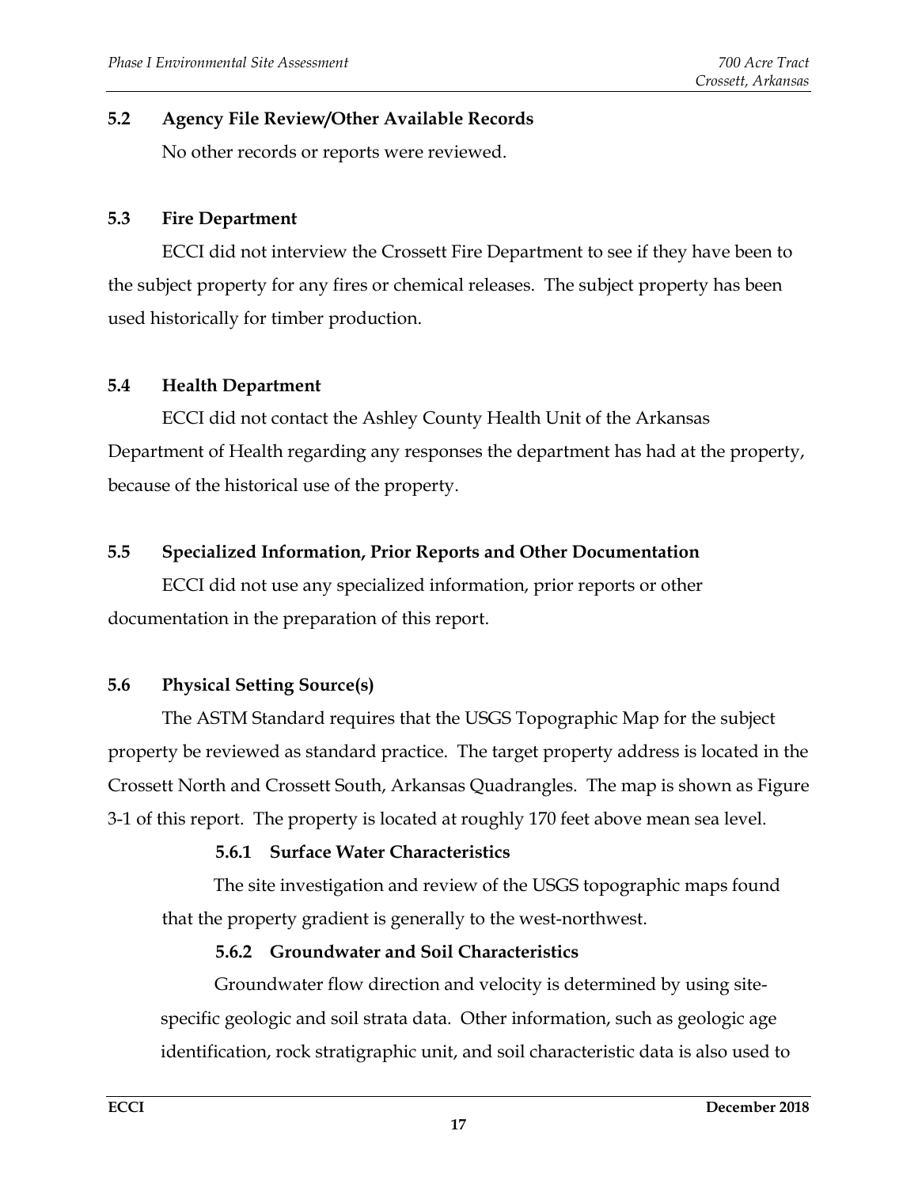## 5.2 Agency File Review/Other Available Records

No other records or reports were reviewed.

## 5.3 Fire Department

ECCI did not interview the Crossett Fire Department to see if they have been to the subject property for any fires or chemical releases. The subject property has been used historically for timber production.

## 5.4 Health Department

ECCI did not contact the Ashley County Health Unit of the Arkansas Department of Health regarding any responses the department has had at the property, because of the historical use of the property.

## 5.5 Specialized Information, Prior Reports and Other Documentation

ECCI did not use any specialized information, prior reports or other documentation in the preparation of this report.

## 5.6 Physical Setting Source(s)

The ASTM Standard requires that the USGS Topographic Map for the subject property be reviewed as standard practice. The target property address is located in the Crossett North and Crossett South, Arkansas Quadrangles. The map is shown as Figure 3-1 of this report. The property is located at roughly 170 feet above mean sea level.

### 5.6.1 Surface Water Characteristics

The site investigation and review of the USGS topographic maps found that the property gradient is generally to the west-northwest.

### 5.6.2 Groundwater and Soil Characteristics

Groundwater flow direction and velocity is determined by using site-specific geologic and soil strata data. Other information, such as geologic age identification, rock stratigraphic unit, and soil characteristic data is also used to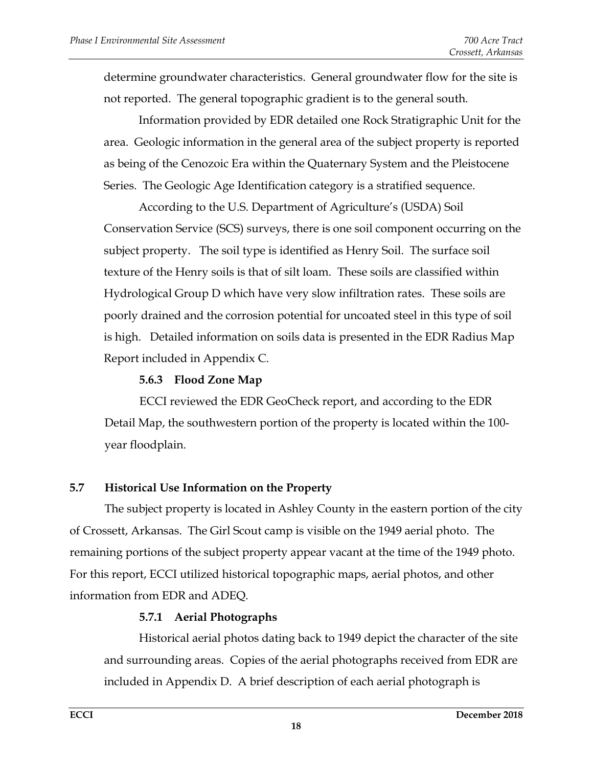determine groundwater characteristics. General groundwater flow for the site is not reported. The general topographic gradient is to the general south.

Information provided by EDR detailed one Rock Stratigraphic Unit for the area. Geologic information in the general area of the subject property is reported as being of the Cenozoic Era within the Quaternary System and the Pleistocene Series. The Geologic Age Identification category is a stratified sequence.

According to the U.S. Department of Agriculture's (USDA) Soil Conservation Service (SCS) surveys, there is one soil component occurring on the subject property. The soil type is identified as Henry Soil. The surface soil texture of the Henry soils is that of silt loam. These soils are classified within Hydrological Group D which have very slow infiltration rates. These soils are poorly drained and the corrosion potential for uncoated steel in this type of soil is high. Detailed information on soils data is presented in the EDR Radius Map Report included in Appendix C.

#### 5.6.3 Flood Zone Map

ECCI reviewed the EDR GeoCheck report, and according to the EDR Detail Map, the southwestern portion of the property is located within the 100-year floodplain.

## 5.7 Historical Use Information on the Property

The subject property is located in Ashley County in the eastern portion of the city of Crossett, Arkansas. The Girl Scout camp is visible on the 1949 aerial photo. The remaining portions of the subject property appear vacant at the time of the 1949 photo. For this report, ECCI utilized historical topographic maps, aerial photos, and other information from EDR and ADEQ.

#### 5.7.1 Aerial Photographs

Historical aerial photos dating back to 1949 depict the character of the site and surrounding areas. Copies of the aerial photographs received from EDR are included in Appendix D. A brief description of each aerial photograph is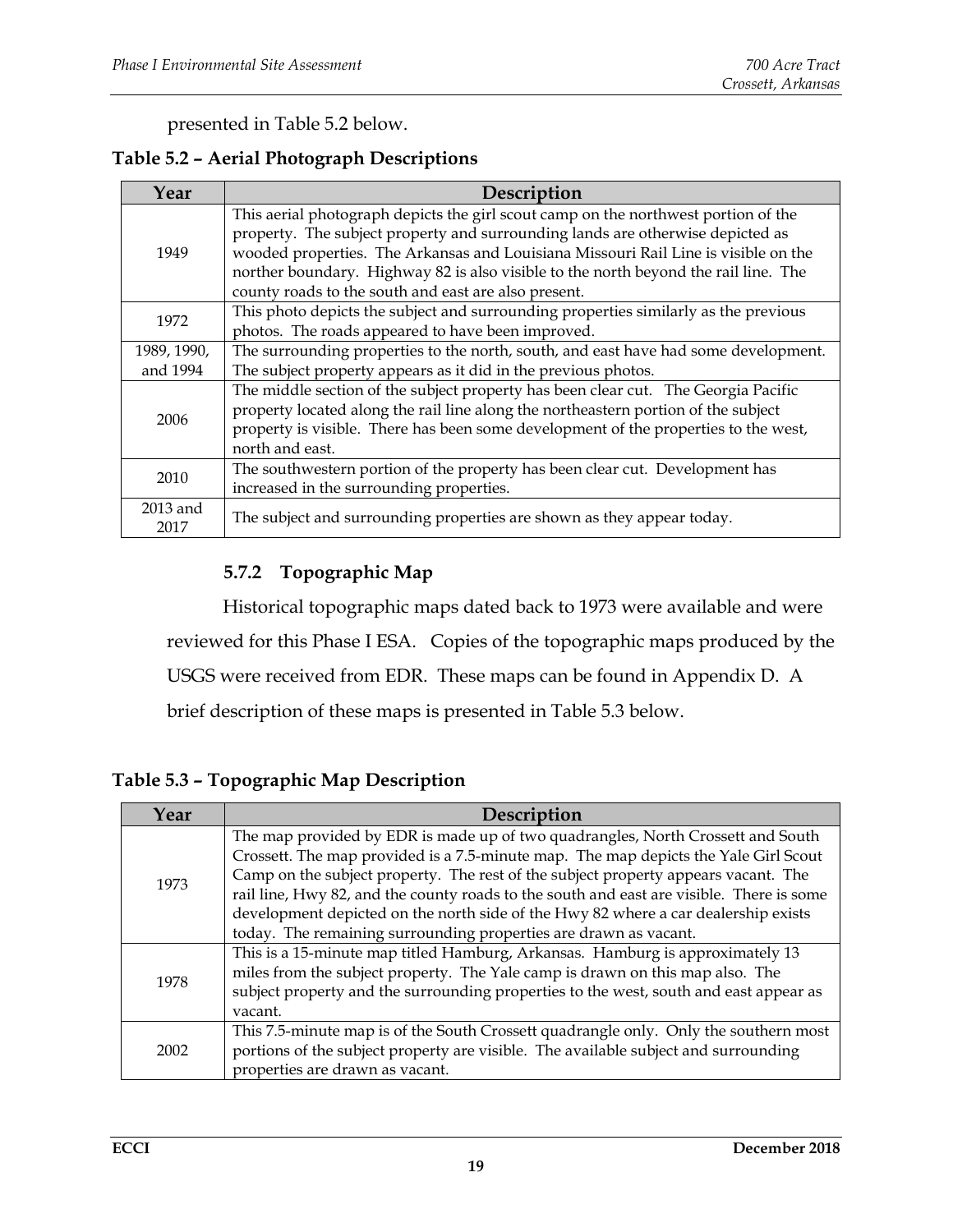presented in Table 5.2 below.

**Table 5.2 – Aerial Photograph Descriptions**

| Year | Description |
|---|---|
| 1949 | This aerial photograph depicts the girl scout camp on the northwest portion of the property. The subject property and surrounding lands are otherwise depicted as wooded properties. The Arkansas and Louisiana Missouri Rail Line is visible on the norther boundary. Highway 82 is also visible to the north beyond the rail line. The county roads to the south and east are also present. |
| 1972 | This photo depicts the subject and surrounding properties similarly as the previous photos. The roads appeared to have been improved. |
| 1989, 1990, and 1994 | The surrounding properties to the north, south, and east have had some development. The subject property appears as it did in the previous photos. |
| 2006 | The middle section of the subject property has been clear cut. The Georgia Pacific property located along the rail line along the northeastern portion of the subject property is visible. There has been some development of the properties to the west, north and east. |
| 2010 | The southwestern portion of the property has been clear cut. Development has increased in the surrounding properties. |
| 2013 and 2017 | The subject and surrounding properties are shown as they appear today. |

### 5.7.2 Topographic Map

Historical topographic maps dated back to 1973 were available and were reviewed for this Phase I ESA. Copies of the topographic maps produced by the USGS were received from EDR. These maps can be found in Appendix D. A brief description of these maps is presented in Table 5.3 below.

**Table 5.3 – Topographic Map Description**

| Year | Description |
|---|---|
| 1973 | The map provided by EDR is made up of two quadrangles, North Crossett and South Crossett. The map provided is a 7.5-minute map. The map depicts the Yale Girl Scout Camp on the subject property. The rest of the subject property appears vacant. The rail line, Hwy 82, and the county roads to the south and east are visible. There is some development depicted on the north side of the Hwy 82 where a car dealership exists today. The remaining surrounding properties are drawn as vacant. |
| 1978 | This is a 15-minute map titled Hamburg, Arkansas. Hamburg is approximately 13 miles from the subject property. The Yale camp is drawn on this map also. The subject property and the surrounding properties to the west, south and east appear as vacant. |
| 2002 | This 7.5-minute map is of the South Crossett quadrangle only. Only the southern most portions of the subject property are visible. The available subject and surrounding properties are drawn as vacant. |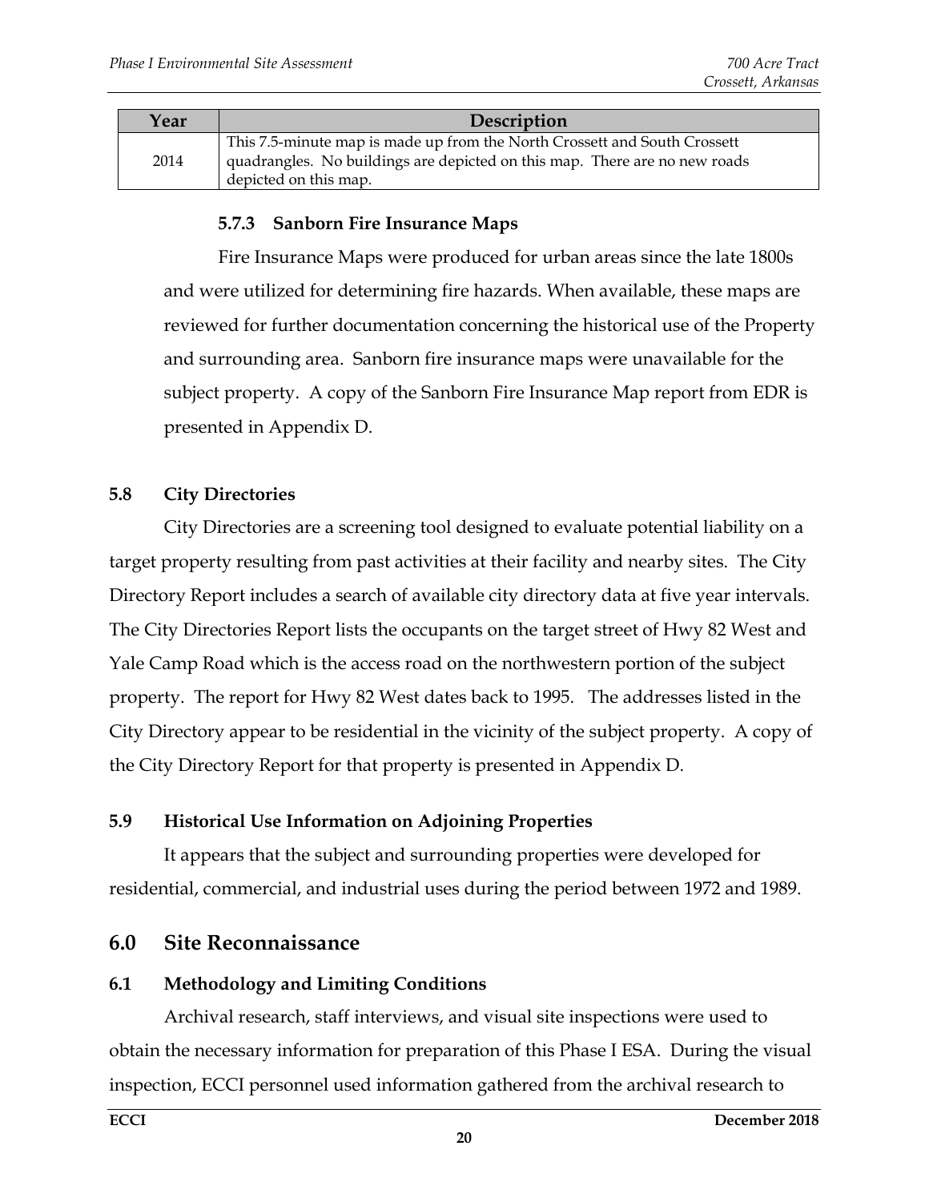| Year | Description |
| --- | --- |
| 2014 | This 7.5-minute map is made up from the North Crossett and South Crossett quadrangles. No buildings are depicted on this map. There are no new roads depicted on this map. |

#### 5.7.3 Sanborn Fire Insurance Maps

Fire Insurance Maps were produced for urban areas since the late 1800s and were utilized for determining fire hazards. When available, these maps are reviewed for further documentation concerning the historical use of the Property and surrounding area. Sanborn fire insurance maps were unavailable for the subject property. A copy of the Sanborn Fire Insurance Map report from EDR is presented in Appendix D.

### 5.8 City Directories

City Directories are a screening tool designed to evaluate potential liability on a target property resulting from past activities at their facility and nearby sites. The City Directory Report includes a search of available city directory data at five year intervals. The City Directories Report lists the occupants on the target street of Hwy 82 West and Yale Camp Road which is the access road on the northwestern portion of the subject property. The report for Hwy 82 West dates back to 1995. The addresses listed in the City Directory appear to be residential in the vicinity of the subject property. A copy of the City Directory Report for that property is presented in Appendix D.

### 5.9 Historical Use Information on Adjoining Properties

It appears that the subject and surrounding properties were developed for residential, commercial, and industrial uses during the period between 1972 and 1989.

## 6.0 Site Reconnaissance

### 6.1 Methodology and Limiting Conditions

Archival research, staff interviews, and visual site inspections were used to obtain the necessary information for preparation of this Phase I ESA. During the visual inspection, ECCI personnel used information gathered from the archival research to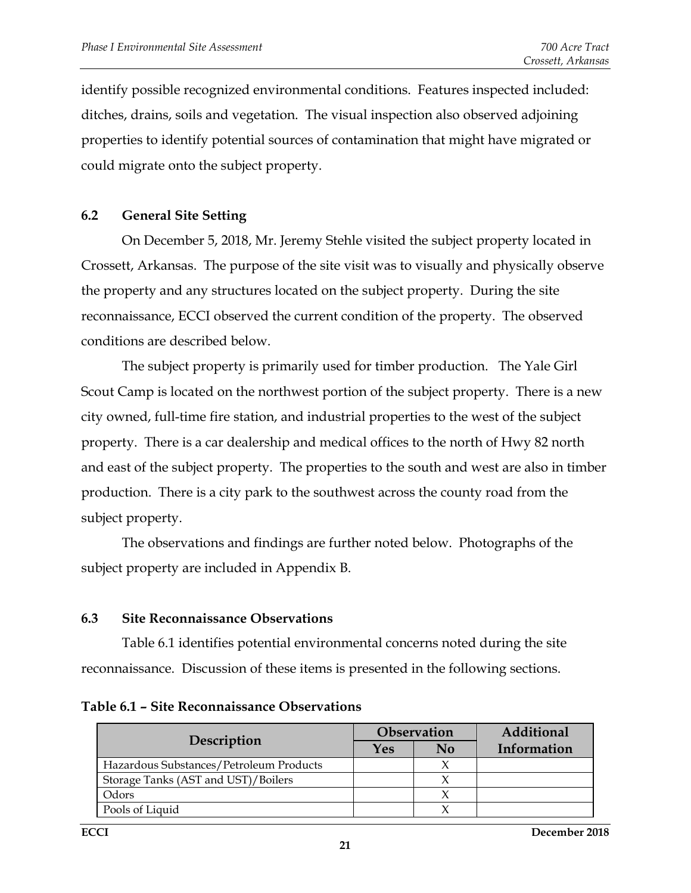identify possible recognized environmental conditions. Features inspected included: ditches, drains, soils and vegetation. The visual inspection also observed adjoining properties to identify potential sources of contamination that might have migrated or could migrate onto the subject property.

## 6.2 General Site Setting

On December 5, 2018, Mr. Jeremy Stehle visited the subject property located in Crossett, Arkansas. The purpose of the site visit was to visually and physically observe the property and any structures located on the subject property. During the site reconnaissance, ECCI observed the current condition of the property. The observed conditions are described below.

The subject property is primarily used for timber production. The Yale Girl Scout Camp is located on the northwest portion of the subject property. There is a new city owned, full-time fire station, and industrial properties to the west of the subject property. There is a car dealership and medical offices to the north of Hwy 82 north and east of the subject property. The properties to the south and west are also in timber production. There is a city park to the southwest across the county road from the subject property.

The observations and findings are further noted below. Photographs of the subject property are included in Appendix B.

## 6.3 Site Reconnaissance Observations

Table 6.1 identifies potential environmental concerns noted during the site reconnaissance. Discussion of these items is presented in the following sections.

**Table 6.1 – Site Reconnaissance Observations**

| Description | Observation | | Additional Information |
|---|---|---|---|
| | Yes | No | |
| Hazardous Substances/Petroleum Products | | X | |
| Storage Tanks (AST and UST)/Boilers | | X | |
| Odors | | X | |
| Pools of Liquid | | X | |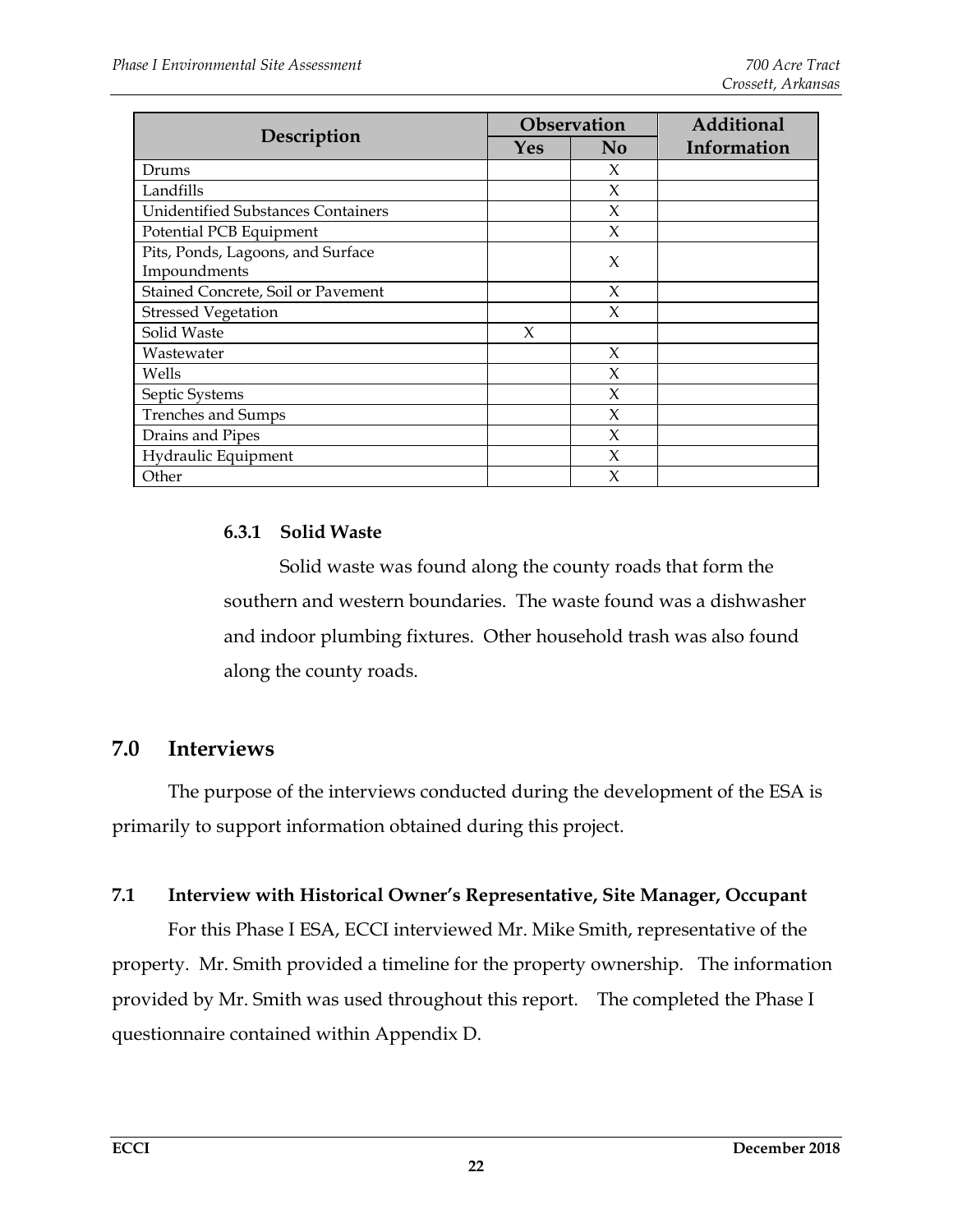| Description | Observation | | Additional Information |
|---|---|---|---|
| | Yes | No | |
| Drums | | X | |
| Landfills | | X | |
| Unidentified Substances Containers | | X | |
| Potential PCB Equipment | | X | |
| Pits, Ponds, Lagoons, and Surface Impoundments | | X | |
| Stained Concrete, Soil or Pavement | | X | |
| Stressed Vegetation | | X | |
| Solid Waste | X | | |
| Wastewater | | X | |
| Wells | | X | |
| Septic Systems | | X | |
| Trenches and Sumps | | X | |
| Drains and Pipes | | X | |
| Hydraulic Equipment | | X | |
| Other | | X | |

### 6.3.1 Solid Waste

Solid waste was found along the county roads that form the southern and western boundaries. The waste found was a dishwasher and indoor plumbing fixtures. Other household trash was also found along the county roads.

## 7.0 Interviews

The purpose of the interviews conducted during the development of the ESA is primarily to support information obtained during this project.

### 7.1 Interview with Historical Owner's Representative, Site Manager, Occupant

For this Phase I ESA, ECCI interviewed Mr. Mike Smith, representative of the property. Mr. Smith provided a timeline for the property ownership. The information provided by Mr. Smith was used throughout this report. The completed the Phase I questionnaire contained within Appendix D.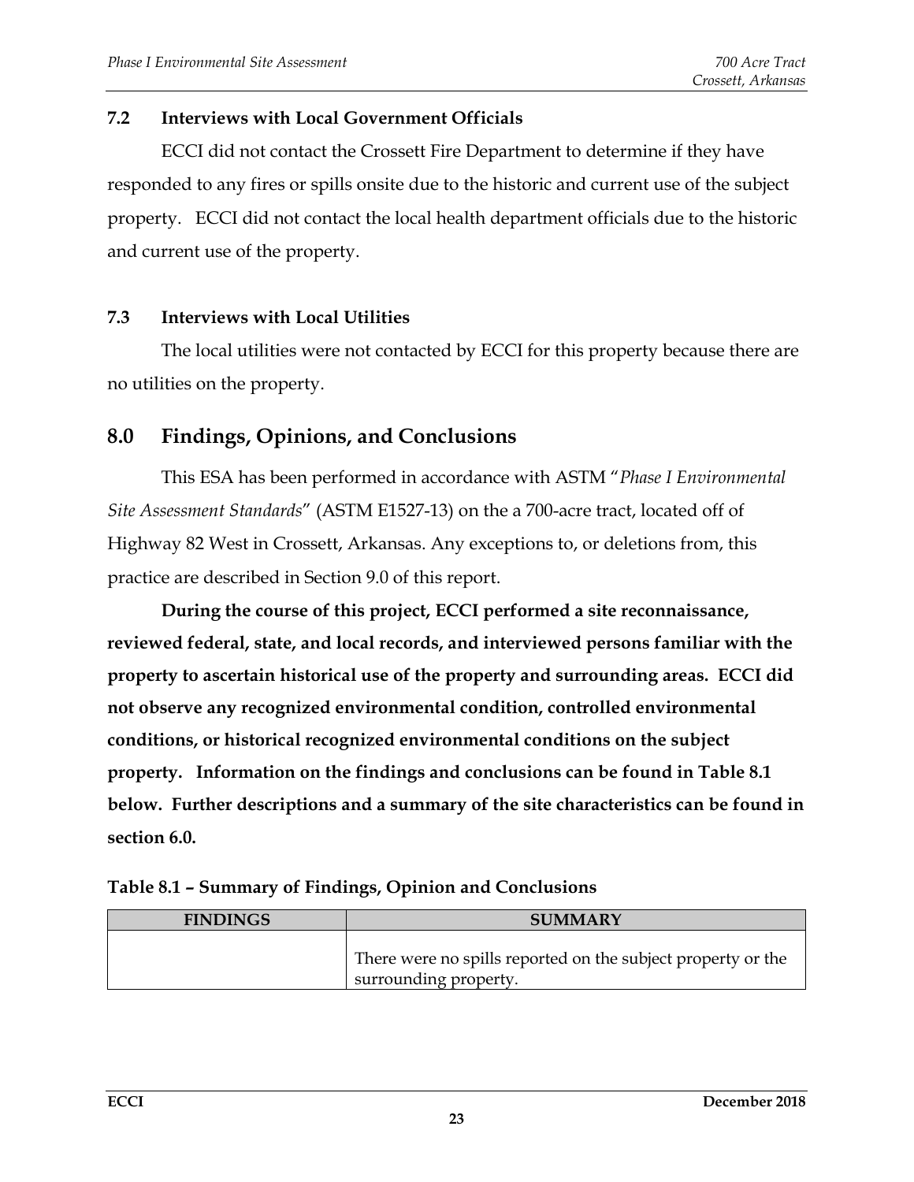### 7.2 Interviews with Local Government Officials

ECCI did not contact the Crossett Fire Department to determine if they have responded to any fires or spills onsite due to the historic and current use of the subject property. ECCI did not contact the local health department officials due to the historic and current use of the property.

### 7.3 Interviews with Local Utilities

The local utilities were not contacted by ECCI for this property because there are no utilities on the property.

## 8.0 Findings, Opinions, and Conclusions

This ESA has been performed in accordance with ASTM "*Phase I Environmental Site Assessment Standards*" (ASTM E1527-13) on the a 700-acre tract, located off of Highway 82 West in Crossett, Arkansas. Any exceptions to, or deletions from, this practice are described in Section 9.0 of this report.

**During the course of this project, ECCI performed a site reconnaissance, reviewed federal, state, and local records, and interviewed persons familiar with the property to ascertain historical use of the property and surrounding areas. ECCI did not observe any recognized environmental condition, controlled environmental conditions, or historical recognized environmental conditions on the subject property. Information on the findings and conclusions can be found in Table 8.1 below. Further descriptions and a summary of the site characteristics can be found in section 6.0.**

**Table 8.1 – Summary of Findings, Opinion and Conclusions**

| FINDINGS | SUMMARY |
| --- | --- |
| | There were no spills reported on the subject property or the surrounding property. |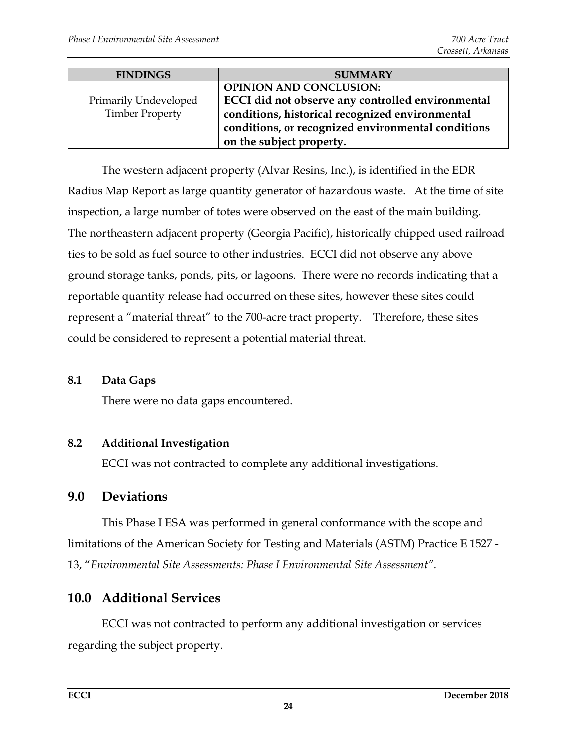| FINDINGS | SUMMARY |
|---|---|
| Primarily Undeveloped Timber Property | **OPINION AND CONCLUSION:** **ECCI did not observe any controlled environmental conditions, historical recognized environmental conditions, or recognized environmental conditions on the subject property.** |

The western adjacent property (Alvar Resins, Inc.), is identified in the EDR Radius Map Report as large quantity generator of hazardous waste. At the time of site inspection, a large number of totes were observed on the east of the main building. The northeastern adjacent property (Georgia Pacific), historically chipped used railroad ties to be sold as fuel source to other industries. ECCI did not observe any above ground storage tanks, ponds, pits, or lagoons. There were no records indicating that a reportable quantity release had occurred on these sites, however these sites could represent a "material threat" to the 700-acre tract property. Therefore, these sites could be considered to represent a potential material threat.

### 8.1 Data Gaps

There were no data gaps encountered.

### 8.2 Additional Investigation

ECCI was not contracted to complete any additional investigations.

## 9.0 Deviations

This Phase I ESA was performed in general conformance with the scope and limitations of the American Society for Testing and Materials (ASTM) Practice E 1527 - 13, "*Environmental Site Assessments: Phase I Environmental Site Assessment*".

## 10.0 Additional Services

ECCI was not contracted to perform any additional investigation or services regarding the subject property.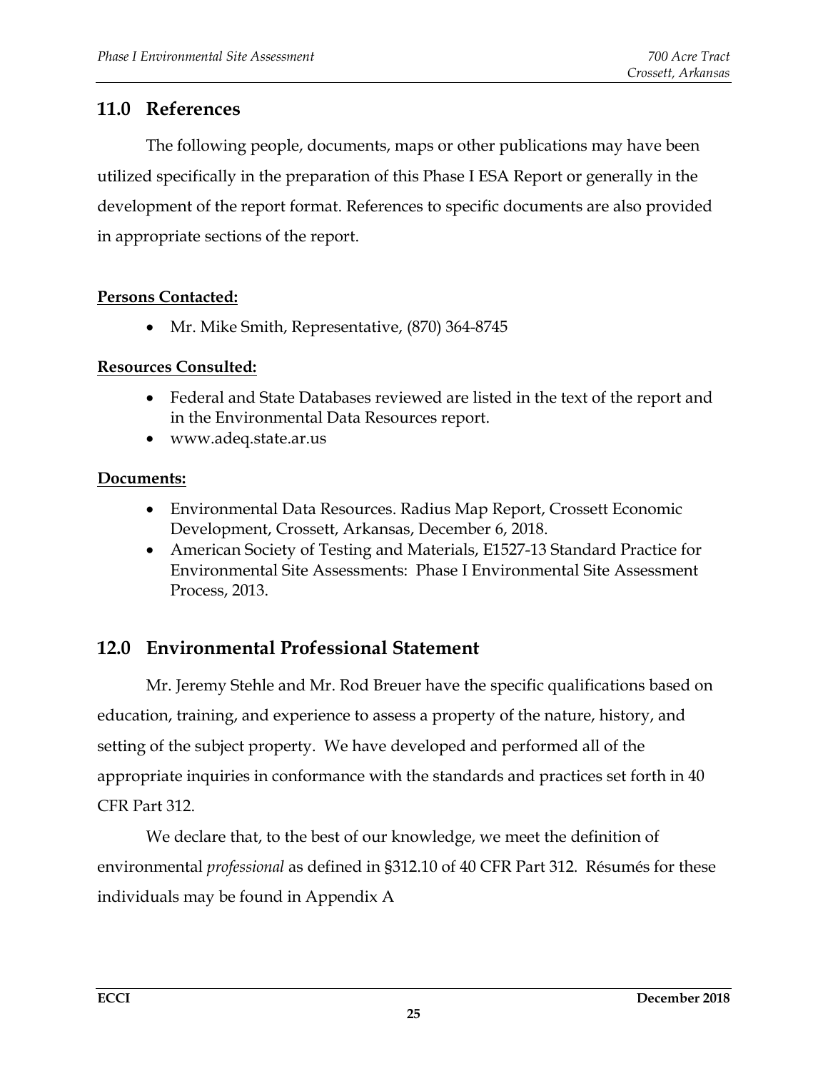## 11.0 References

The following people, documents, maps or other publications may have been utilized specifically in the preparation of this Phase I ESA Report or generally in the development of the report format. References to specific documents are also provided in appropriate sections of the report.

**Persons Contacted:**

- Mr. Mike Smith, Representative, (870) 364-8745

**Resources Consulted:**

- Federal and State Databases reviewed are listed in the text of the report and in the Environmental Data Resources report.
- www.adeq.state.ar.us

**Documents:**

- Environmental Data Resources. Radius Map Report, Crossett Economic Development, Crossett, Arkansas, December 6, 2018.
- American Society of Testing and Materials, E1527-13 Standard Practice for Environmental Site Assessments: Phase I Environmental Site Assessment Process, 2013.

## 12.0 Environmental Professional Statement

Mr. Jeremy Stehle and Mr. Rod Breuer have the specific qualifications based on education, training, and experience to assess a property of the nature, history, and setting of the subject property. We have developed and performed all of the appropriate inquiries in conformance with the standards and practices set forth in 40 CFR Part 312.

We declare that, to the best of our knowledge, we meet the definition of environmental *professional* as defined in §312.10 of 40 CFR Part 312. Résumés for these individuals may be found in Appendix A